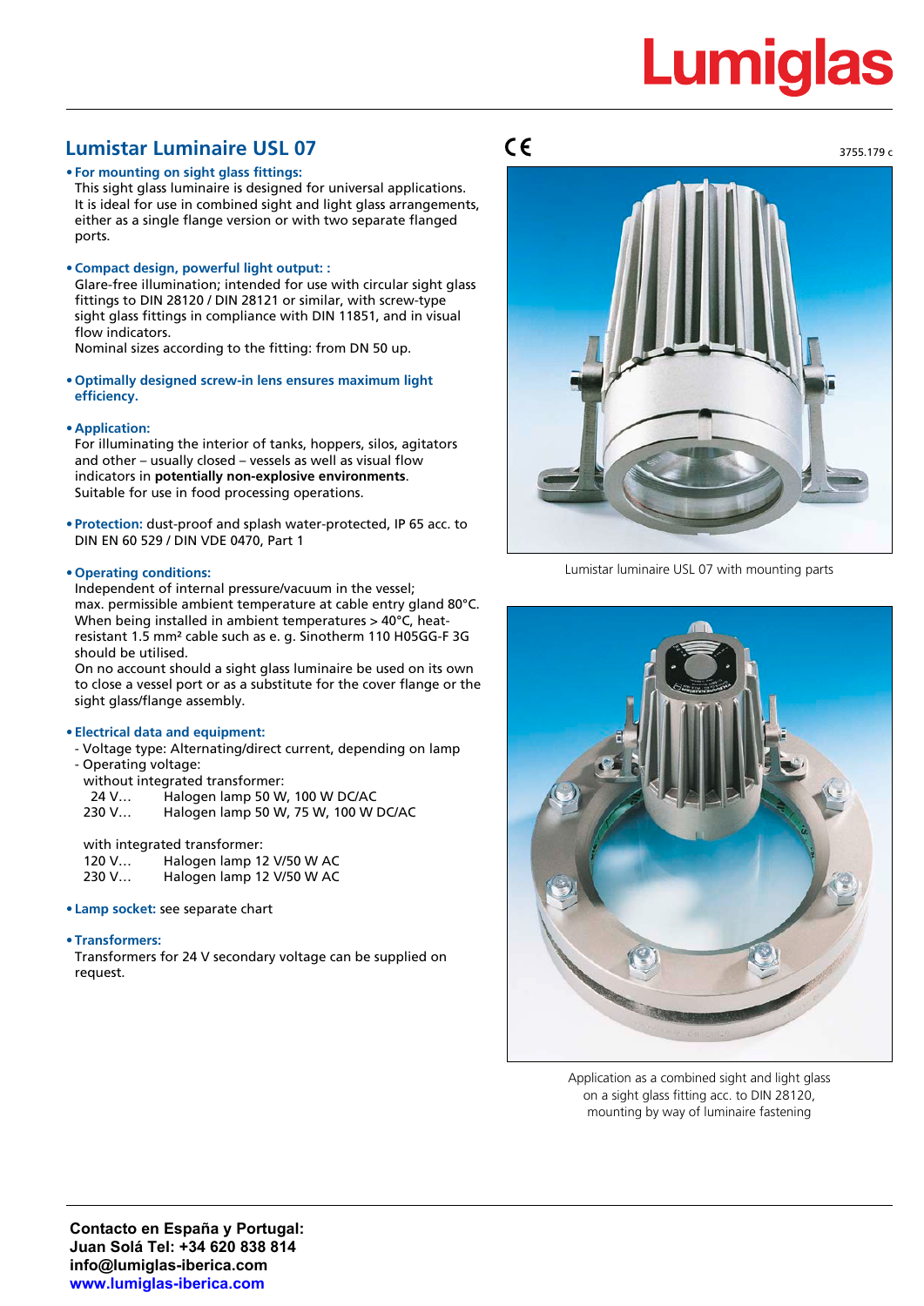Lumiglas

## Lumistar Luminaire USL 07

CE

3755.179 c

- **For mounting on sight glass fittings:**
  This sight glass luminaire is designed for universal applications. It is ideal for use in combined sight and light glass arrangements, either as a single flange version or with two separate flanged ports.

- **Compact design, powerful light output: :**
  Glare-free illumination; intended for use with circular sight glass fittings to DIN 28120 / DIN 28121 or similar, with screw-type sight glass fittings in compliance with DIN 11851, and in visual flow indicators.
  Nominal sizes according to the fitting: from DN 50 up.

- **Optimally designed screw-in lens ensures maximum light efficiency.**

- **Application:**
  For illuminating the interior of tanks, hoppers, silos, agitators and other – usually closed – vessels as well as visual flow indicators in **potentially non-explosive environments**.
  Suitable for use in food processing operations.

- **Protection:** dust-proof and splash water-protected, IP 65 acc. to DIN EN 60 529 / DIN VDE 0470, Part 1

- **Operating conditions:**
  Independent of internal pressure/vacuum in the vessel;
  max. permissible ambient temperature at cable entry gland 80°C.
  When being installed in ambient temperatures > 40°C, heat-resistant 1.5 mm² cable such as e. g. Sinotherm 110 H05GG-F 3G should be utilised.
  On no account should a sight glass luminaire be used on its own to close a vessel port or as a substitute for the cover flange or the sight glass/flange assembly.

- **Electrical data and equipment:**
  - Voltage type: Alternating/direct current, depending on lamp
  - Operating voltage:

    without integrated transformer:

    | | |
    |---|---|
    | 24 V... | Halogen lamp 50 W, 100 W DC/AC |
    | 230 V... | Halogen lamp 50 W, 75 W, 100 W DC/AC |

    with integrated transformer:

    | | |
    |---|---|
    | 120 V... | Halogen lamp 12 V/50 W AC |
    | 230 V... | Halogen lamp 12 V/50 W AC |

- **Lamp socket:** see separate chart

- **Transformers:**
  Transformers for 24 V secondary voltage can be supplied on request.

Lumistar luminaire USL 07 with mounting parts

Application as a combined sight and light glass on a sight glass fitting acc. to DIN 28120, mounting by way of luminaire fastening

**Contacto en España y Portugal:**
**Juan Solá Tel: +34 620 838 814**
**info@lumiglas-iberica.com**
**www.lumiglas-iberica.com**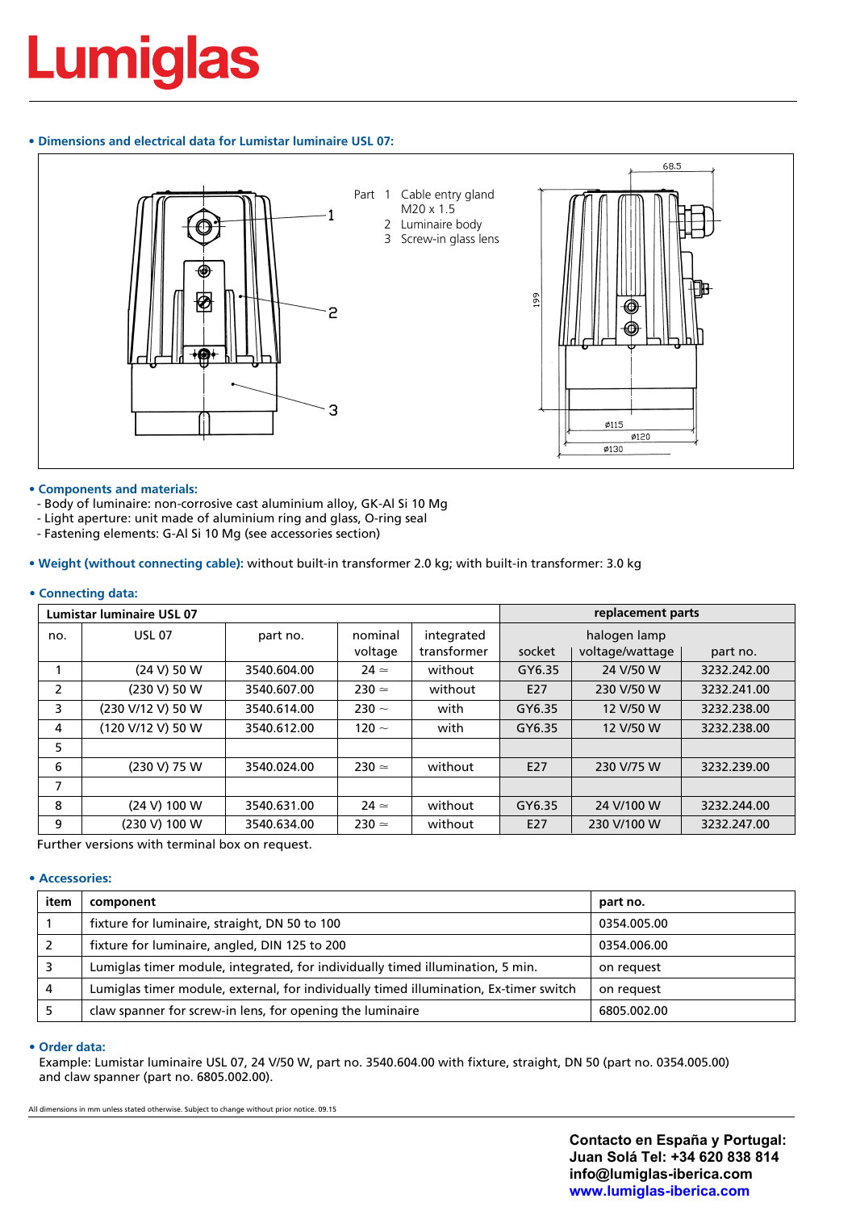# Lumiglas

**• Dimensions and electrical data for Lumistar luminaire USL 07:**

Part 1 Cable entry gland M20 x 1.5
2 Luminaire body
3 Screw-in glass lens

68.5
199
ø115
ø120
ø130

**• Components and materials:**

- Body of luminaire: non-corrosive cast aluminium alloy, GK-Al Si 10 Mg
- Light aperture: unit made of aluminium ring and glass, O-ring seal
- Fastening elements: G-Al Si 10 Mg (see accessories section)

**• Weight (without connecting cable):** without built-in transformer 2.0 kg; with built-in transformer: 3.0 kg

**• Connecting data:**

| Lumistar luminaire USL 07 | | | | | replacement parts | | |
|---|---|---|---|---|---|---|---|
| | | | | | halogen lamp | | |
| no. | USL 07 | part no. | nominal voltage | integrated transformer | socket | voltage/wattage | part no. |
| 1 | (24 V) 50 W | 3540.604.00 | 24 ≃ | without | GY6.35 | 24 V/50 W | 3232.242.00 |
| 2 | (230 V) 50 W | 3540.607.00 | 230 ≃ | without | E27 | 230 V/50 W | 3232.241.00 |
| 3 | (230 V/12 V) 50 W | 3540.614.00 | 230 ~ | with | GY6.35 | 12 V/50 W | 3232.238.00 |
| 4 | (120 V/12 V) 50 W | 3540.612.00 | 120 ~ | with | GY6.35 | 12 V/50 W | 3232.238.00 |
| 5 | | | | | | | |
| 6 | (230 V) 75 W | 3540.024.00 | 230 ≃ | without | E27 | 230 V/75 W | 3232.239.00 |
| 7 | | | | | | | |
| 8 | (24 V) 100 W | 3540.631.00 | 24 ≃ | without | GY6.35 | 24 V/100 W | 3232.244.00 |
| 9 | (230 V) 100 W | 3540.634.00 | 230 ≃ | without | E27 | 230 V/100 W | 3232.247.00 |

Further versions with terminal box on request.

**• Accessories:**

| item | component | part no. |
|---|---|---|
| 1 | fixture for luminaire, straight, DN 50 to 100 | 0354.005.00 |
| 2 | fixture for luminaire, angled, DIN 125 to 200 | 0354.006.00 |
| 3 | Lumiglas timer module, integrated, for individually timed illumination, 5 min. | on request |
| 4 | Lumiglas timer module, external, for individually timed illumination, Ex-timer switch | on request |
| 5 | claw spanner for screw-in lens, for opening the luminaire | 6805.002.00 |

**• Order data:**

Example: Lumistar luminaire USL 07, 24 V/50 W, part no. 3540.604.00 with fixture, straight, DN 50 (part no. 0354.005.00) and claw spanner (part no. 6805.002.00).

All dimensions in mm unless stated otherwise. Subject to change without prior notice. 09.15

**Contacto en España y Portugal:**
**Juan Solá Tel: +34 620 838 814**
**info@lumiglas-iberica.com**
**www.lumiglas-iberica.com**